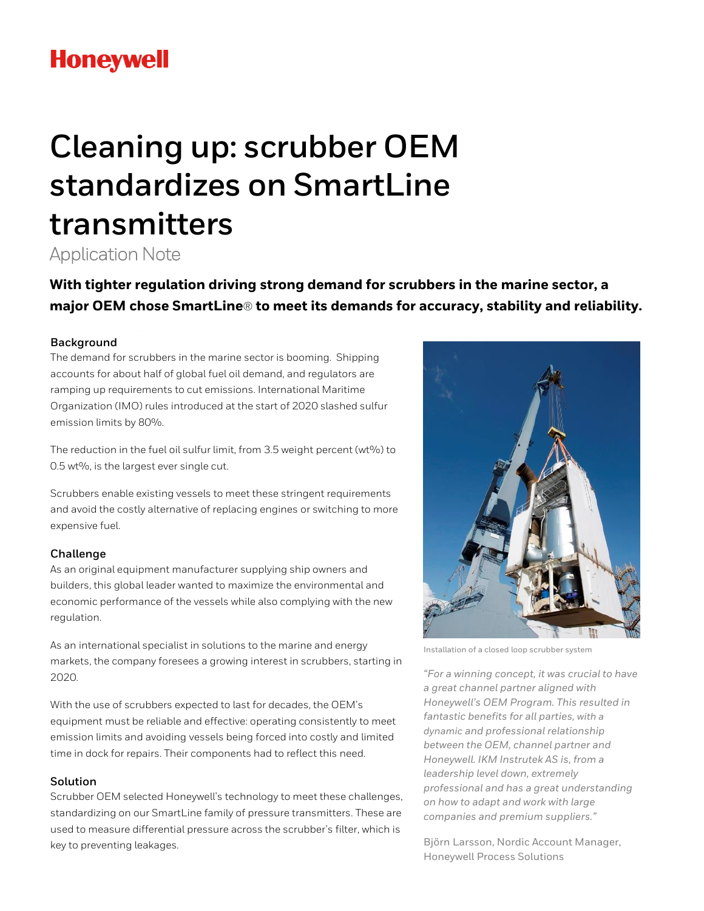Honeywell

# Cleaning up: scrubber OEM standardizes on SmartLine transmitters

Application Note

**With tighter regulation driving strong demand for scrubbers in the marine sector, a major OEM chose SmartLine® to meet its demands for accuracy, stability and reliability.**

### Background

The demand for scrubbers in the marine sector is booming. Shipping accounts for about half of global fuel oil demand, and regulators are ramping up requirements to cut emissions. International Maritime Organization (IMO) rules introduced at the start of 2020 slashed sulfur emission limits by 80%.

The reduction in the fuel oil sulfur limit, from 3.5 weight percent (wt%) to 0.5 wt%, is the largest ever single cut.

Scrubbers enable existing vessels to meet these stringent requirements and avoid the costly alternative of replacing engines or switching to more expensive fuel.

### Challenge

As an original equipment manufacturer supplying ship owners and builders, this global leader wanted to maximize the environmental and economic performance of the vessels while also complying with the new regulation.

As an international specialist in solutions to the marine and energy markets, the company foresees a growing interest in scrubbers, starting in 2020.

With the use of scrubbers expected to last for decades, the OEM's equipment must be reliable and effective: operating consistently to meet emission limits and avoiding vessels being forced into costly and limited time in dock for repairs. Their components had to reflect this need.

### Solution

Scrubber OEM selected Honeywell's technology to meet these challenges, standardizing on our SmartLine family of pressure transmitters. These are used to measure differential pressure across the scrubber's filter, which is key to preventing leakages.

Installation of a closed loop scrubber system

*"For a winning concept, it was crucial to have a great channel partner aligned with Honeywell's OEM Program. This resulted in fantastic benefits for all parties, with a dynamic and professional relationship between the OEM, channel partner and Honeywell. IKM Instrutek AS is, from a leadership level down, extremely professional and has a great understanding on how to adapt and work with large companies and premium suppliers."*

Björn Larsson, Nordic Account Manager, Honeywell Process Solutions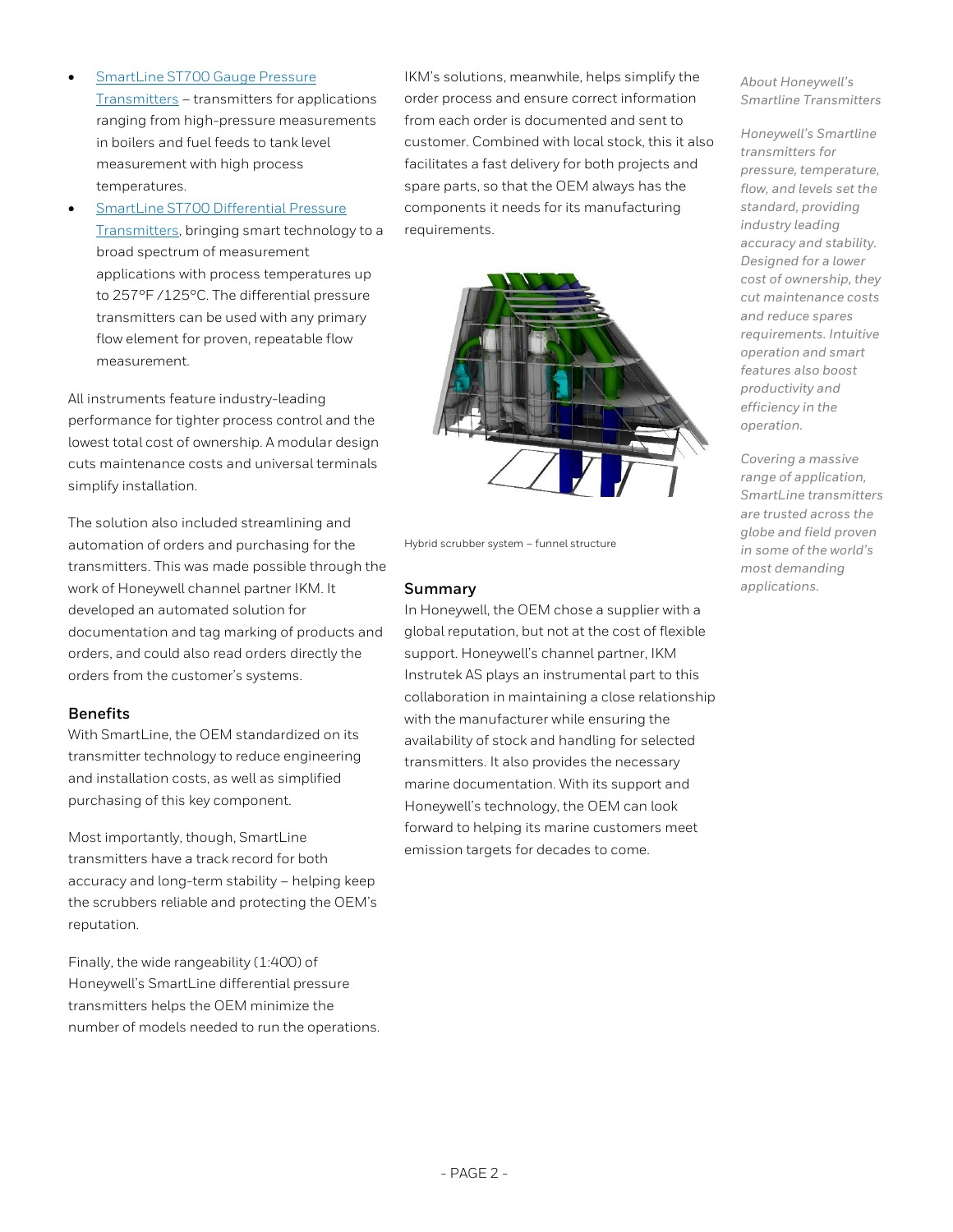- SmartLine ST700 Gauge Pressure Transmitters – transmitters for applications ranging from high-pressure measurements in boilers and fuel feeds to tank level measurement with high process temperatures.
- SmartLine ST700 Differential Pressure Transmitters, bringing smart technology to a broad spectrum of measurement applications with process temperatures up to 257°F /125°C. The differential pressure transmitters can be used with any primary flow element for proven, repeatable flow measurement.

All instruments feature industry-leading performance for tighter process control and the lowest total cost of ownership. A modular design cuts maintenance costs and universal terminals simplify installation.

The solution also included streamlining and automation of orders and purchasing for the transmitters. This was made possible through the work of Honeywell channel partner IKM. It developed an automated solution for documentation and tag marking of products and orders, and could also read orders directly the orders from the customer's systems.

### Benefits

With SmartLine, the OEM standardized on its transmitter technology to reduce engineering and installation costs, as well as simplified purchasing of this key component.

Most importantly, though, SmartLine transmitters have a track record for both accuracy and long-term stability – helping keep the scrubbers reliable and protecting the OEM's reputation.

Finally, the wide rangeability (1:400) of Honeywell's SmartLine differential pressure transmitters helps the OEM minimize the number of models needed to run the operations.

IKM's solutions, meanwhile, helps simplify the order process and ensure correct information from each order is documented and sent to customer. Combined with local stock, this it also facilitates a fast delivery for both projects and spare parts, so that the OEM always has the components it needs for its manufacturing requirements.

Hybrid scrubber system – funnel structure

### Summary

In Honeywell, the OEM chose a supplier with a global reputation, but not at the cost of flexible support. Honeywell's channel partner, IKM Instrutek AS plays an instrumental part to this collaboration in maintaining a close relationship with the manufacturer while ensuring the availability of stock and handling for selected transmitters. It also provides the necessary marine documentation. With its support and Honeywell's technology, the OEM can look forward to helping its marine customers meet emission targets for decades to come.

*About Honeywell's Smartline Transmitters*

*Honeywell's Smartline transmitters for pressure, temperature, flow, and levels set the standard, providing industry leading accuracy and stability. Designed for a lower cost of ownership, they cut maintenance costs and reduce spares requirements. Intuitive operation and smart features also boost productivity and efficiency in the operation.*

*Covering a massive range of application, SmartLine transmitters are trusted across the globe and field proven in some of the world's most demanding applications.*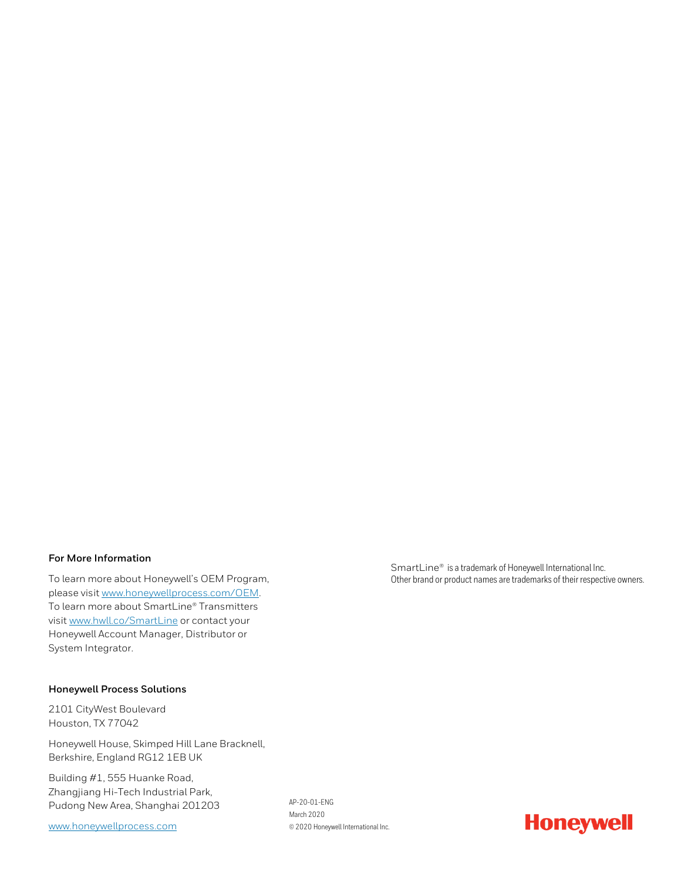### For More Information

To learn more about Honeywell's OEM Program, please visit www.honeywellprocess.com/OEM. To learn more about SmartLine® Transmitters visit www.hwll.co/SmartLine or contact your Honeywell Account Manager, Distributor or System Integrator.

### Honeywell Process Solutions

2101 CityWest Boulevard
Houston, TX 77042

Honeywell House, Skimped Hill Lane Bracknell, Berkshire, England RG12 1EB UK

Building #1, 555 Huanke Road,
Zhangjiang Hi-Tech Industrial Park,
Pudong New Area, Shanghai 201203

www.honeywellprocess.com

SmartLine® is a trademark of Honeywell International Inc.
Other brand or product names are trademarks of their respective owners.

AP-20-01-ENG
March 2020
© 2020 Honeywell International Inc.

Honeywell